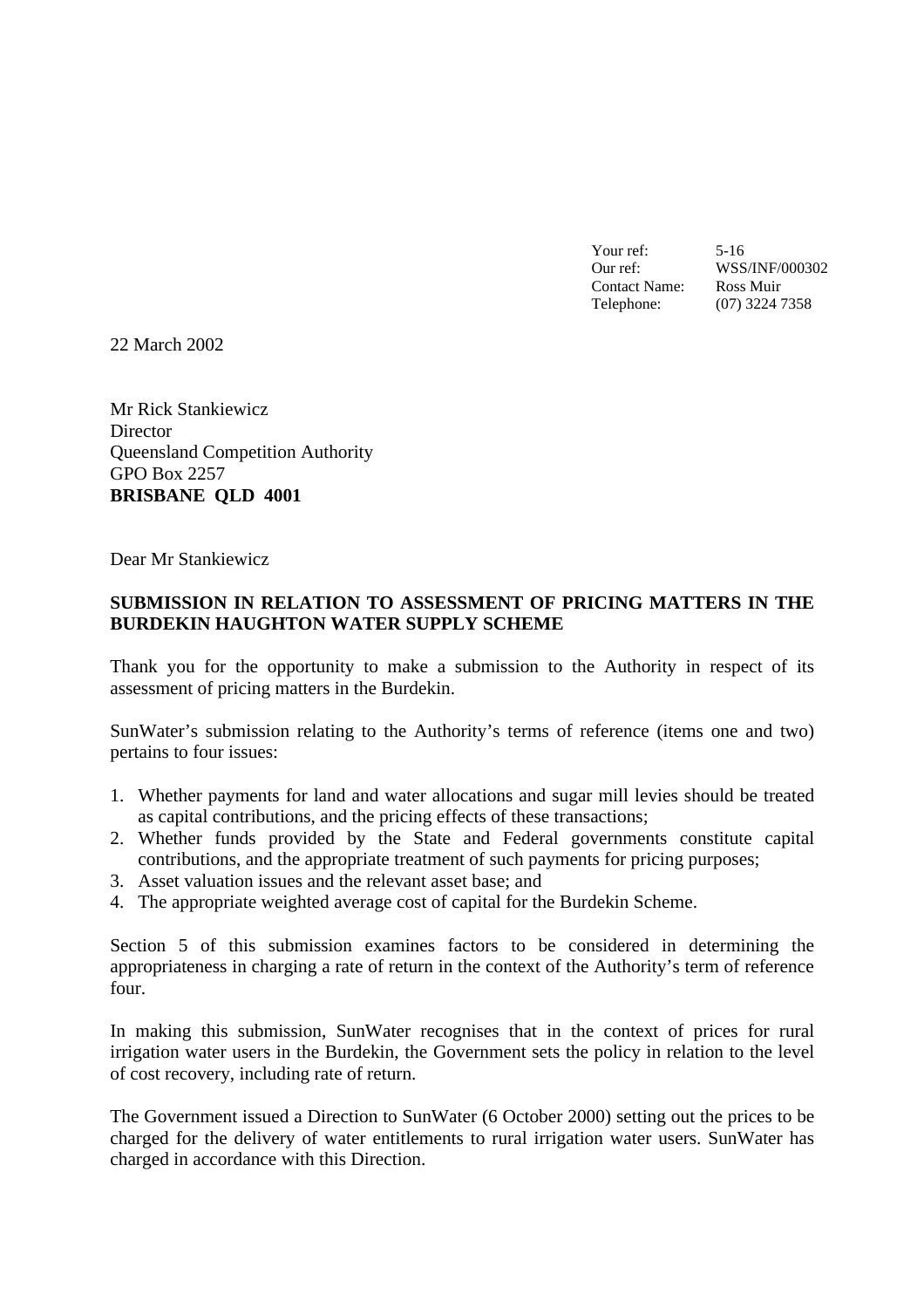| | |
|---|---|
| Your ref: | 5-16 |
| Our ref: | WSS/INF/000302 |
| Contact Name: | Ross Muir |
| Telephone: | (07) 3224 7358 |

22 March 2002

Mr Rick Stankiewicz
Director
Queensland Competition Authority
GPO Box 2257
**BRISBANE QLD 4001**

Dear Mr Stankiewicz

**SUBMISSION IN RELATION TO ASSESSMENT OF PRICING MATTERS IN THE BURDEKIN HAUGHTON WATER SUPPLY SCHEME**

Thank you for the opportunity to make a submission to the Authority in respect of its assessment of pricing matters in the Burdekin.

SunWater's submission relating to the Authority's terms of reference (items one and two) pertains to four issues:

1. Whether payments for land and water allocations and sugar mill levies should be treated as capital contributions, and the pricing effects of these transactions;
2. Whether funds provided by the State and Federal governments constitute capital contributions, and the appropriate treatment of such payments for pricing purposes;
3. Asset valuation issues and the relevant asset base; and
4. The appropriate weighted average cost of capital for the Burdekin Scheme.

Section 5 of this submission examines factors to be considered in determining the appropriateness in charging a rate of return in the context of the Authority's term of reference four.

In making this submission, SunWater recognises that in the context of prices for rural irrigation water users in the Burdekin, the Government sets the policy in relation to the level of cost recovery, including rate of return.

The Government issued a Direction to SunWater (6 October 2000) setting out the prices to be charged for the delivery of water entitlements to rural irrigation water users. SunWater has charged in accordance with this Direction.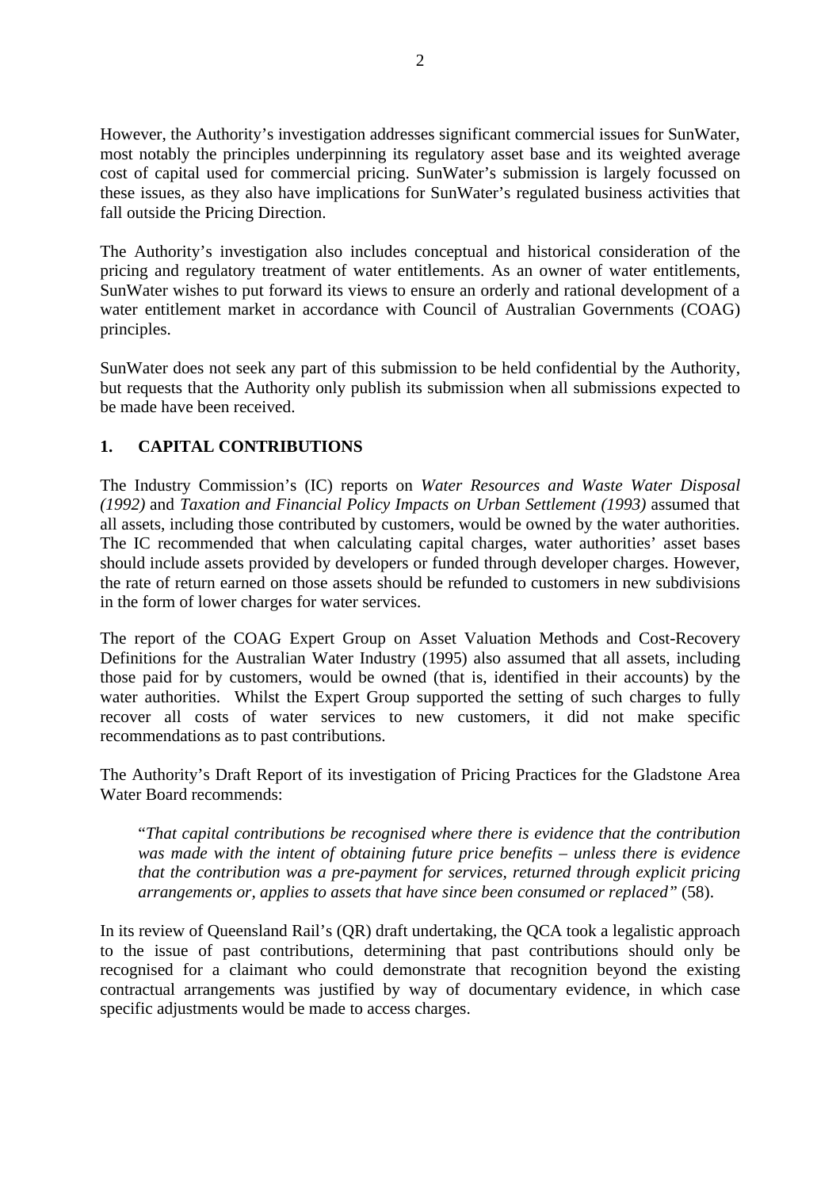However, the Authority's investigation addresses significant commercial issues for SunWater, most notably the principles underpinning its regulatory asset base and its weighted average cost of capital used for commercial pricing. SunWater's submission is largely focussed on these issues, as they also have implications for SunWater's regulated business activities that fall outside the Pricing Direction.

The Authority's investigation also includes conceptual and historical consideration of the pricing and regulatory treatment of water entitlements. As an owner of water entitlements, SunWater wishes to put forward its views to ensure an orderly and rational development of a water entitlement market in accordance with Council of Australian Governments (COAG) principles.

SunWater does not seek any part of this submission to be held confidential by the Authority, but requests that the Authority only publish its submission when all submissions expected to be made have been received.

## 1. CAPITAL CONTRIBUTIONS

The Industry Commission's (IC) reports on *Water Resources and Waste Water Disposal (1992)* and *Taxation and Financial Policy Impacts on Urban Settlement (1993)* assumed that all assets, including those contributed by customers, would be owned by the water authorities. The IC recommended that when calculating capital charges, water authorities' asset bases should include assets provided by developers or funded through developer charges. However, the rate of return earned on those assets should be refunded to customers in new subdivisions in the form of lower charges for water services.

The report of the COAG Expert Group on Asset Valuation Methods and Cost-Recovery Definitions for the Australian Water Industry (1995) also assumed that all assets, including those paid for by customers, would be owned (that is, identified in their accounts) by the water authorities. Whilst the Expert Group supported the setting of such charges to fully recover all costs of water services to new customers, it did not make specific recommendations as to past contributions.

The Authority's Draft Report of its investigation of Pricing Practices for the Gladstone Area Water Board recommends:

> "*That capital contributions be recognised where there is evidence that the contribution was made with the intent of obtaining future price benefits – unless there is evidence that the contribution was a pre-payment for services, returned through explicit pricing arrangements or, applies to assets that have since been consumed or replaced"* (58).

In its review of Queensland Rail's (QR) draft undertaking, the QCA took a legalistic approach to the issue of past contributions, determining that past contributions should only be recognised for a claimant who could demonstrate that recognition beyond the existing contractual arrangements was justified by way of documentary evidence, in which case specific adjustments would be made to access charges.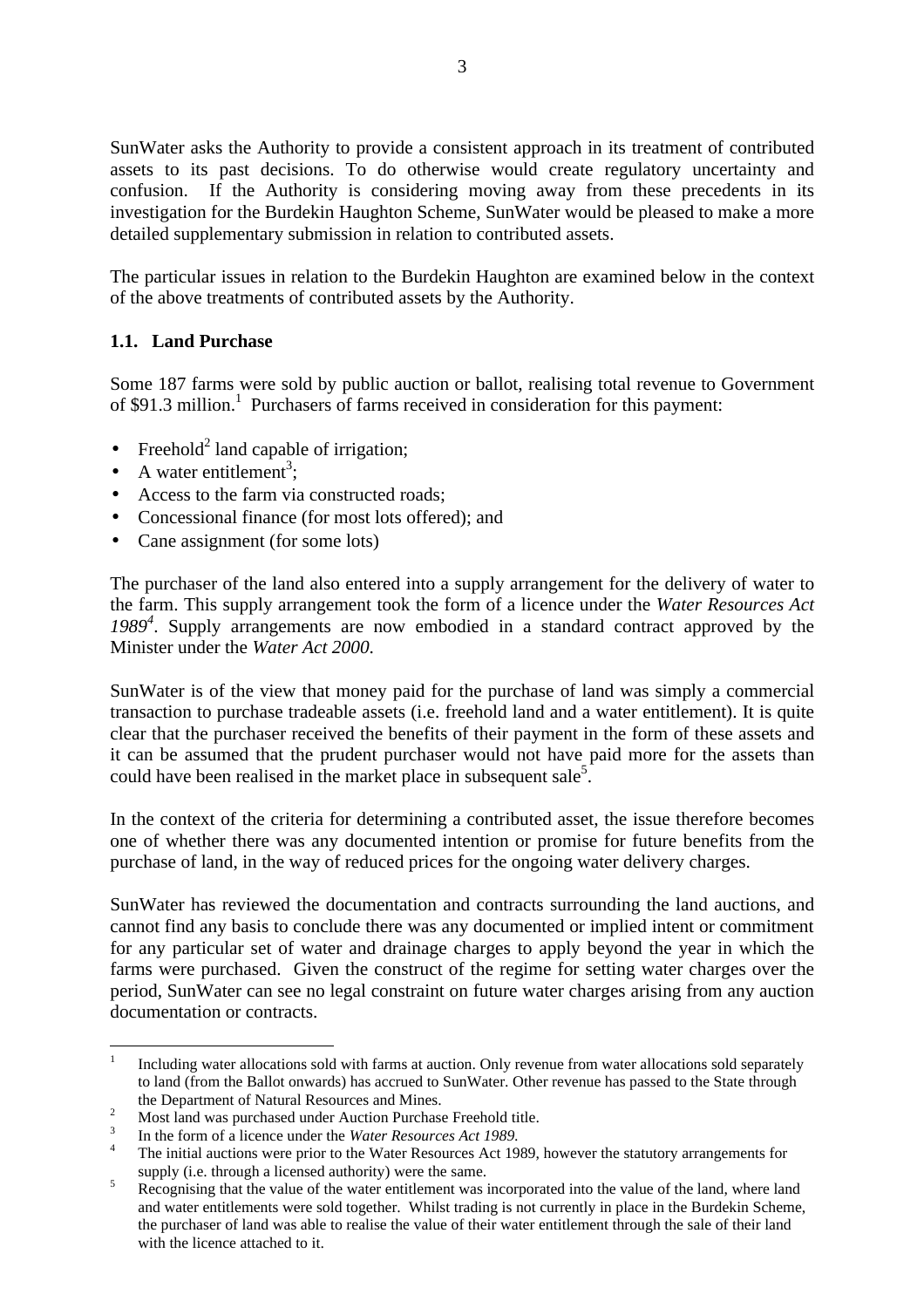SunWater asks the Authority to provide a consistent approach in its treatment of contributed assets to its past decisions. To do otherwise would create regulatory uncertainty and confusion. If the Authority is considering moving away from these precedents in its investigation for the Burdekin Haughton Scheme, SunWater would be pleased to make a more detailed supplementary submission in relation to contributed assets.

The particular issues in relation to the Burdekin Haughton are examined below in the context of the above treatments of contributed assets by the Authority.

### 1.1. Land Purchase

Some 187 farms were sold by public auction or ballot, realising total revenue to Government of $91.3 million.[1] Purchasers of farms received in consideration for this payment:

- Freehold[2] land capable of irrigation;
- A water entitlement[3];
- Access to the farm via constructed roads;
- Concessional finance (for most lots offered); and
- Cane assignment (for some lots)

The purchaser of the land also entered into a supply arrangement for the delivery of water to the farm. This supply arrangement took the form of a licence under the *Water Resources Act 1989*[4]. Supply arrangements are now embodied in a standard contract approved by the Minister under the *Water Act 2000*.

SunWater is of the view that money paid for the purchase of land was simply a commercial transaction to purchase tradeable assets (i.e. freehold land and a water entitlement). It is quite clear that the purchaser received the benefits of their payment in the form of these assets and it can be assumed that the prudent purchaser would not have paid more for the assets than could have been realised in the market place in subsequent sale[5].

In the context of the criteria for determining a contributed asset, the issue therefore becomes one of whether there was any documented intention or promise for future benefits from the purchase of land, in the way of reduced prices for the ongoing water delivery charges.

SunWater has reviewed the documentation and contracts surrounding the land auctions, and cannot find any basis to conclude there was any documented or implied intent or commitment for any particular set of water and drainage charges to apply beyond the year in which the farms were purchased. Given the construct of the regime for setting water charges over the period, SunWater can see no legal constraint on future water charges arising from any auction documentation or contracts.

---

[1] Including water allocations sold with farms at auction. Only revenue from water allocations sold separately to land (from the Ballot onwards) has accrued to SunWater. Other revenue has passed to the State through the Department of Natural Resources and Mines.

[2] Most land was purchased under Auction Purchase Freehold title.

[3] In the form of a licence under the *Water Resources Act 1989*.

[4] The initial auctions were prior to the Water Resources Act 1989, however the statutory arrangements for supply (i.e. through a licensed authority) were the same.

[5] Recognising that the value of the water entitlement was incorporated into the value of the land, where land and water entitlements were sold together. Whilst trading is not currently in place in the Burdekin Scheme, the purchaser of land was able to realise the value of their water entitlement through the sale of their land with the licence attached to it.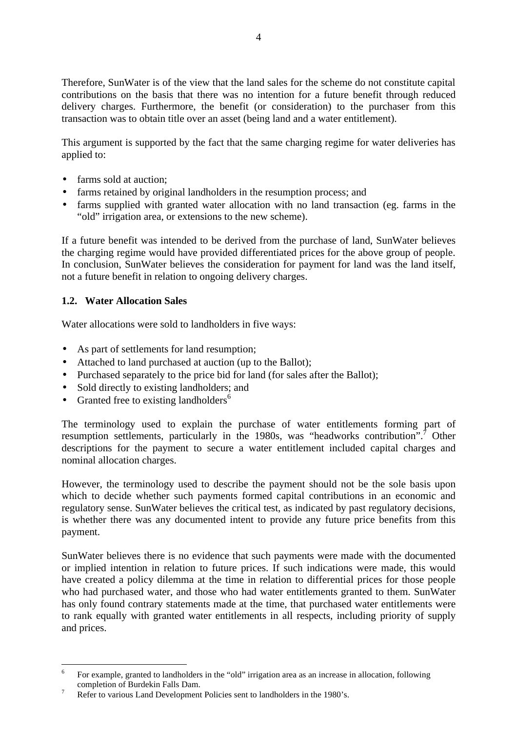Therefore, SunWater is of the view that the land sales for the scheme do not constitute capital contributions on the basis that there was no intention for a future benefit through reduced delivery charges. Furthermore, the benefit (or consideration) to the purchaser from this transaction was to obtain title over an asset (being land and a water entitlement).

This argument is supported by the fact that the same charging regime for water deliveries has applied to:

- farms sold at auction;
- farms retained by original landholders in the resumption process; and
- farms supplied with granted water allocation with no land transaction (eg. farms in the "old" irrigation area, or extensions to the new scheme).

If a future benefit was intended to be derived from the purchase of land, SunWater believes the charging regime would have provided differentiated prices for the above group of people. In conclusion, SunWater believes the consideration for payment for land was the land itself, not a future benefit in relation to ongoing delivery charges.

### 1.2. Water Allocation Sales

Water allocations were sold to landholders in five ways:

- As part of settlements for land resumption;
- Attached to land purchased at auction (up to the Ballot);
- Purchased separately to the price bid for land (for sales after the Ballot);
- Sold directly to existing landholders; and
- Granted free to existing landholders[6]

The terminology used to explain the purchase of water entitlements forming part of resumption settlements, particularly in the 1980s, was "headworks contribution".[7] Other descriptions for the payment to secure a water entitlement included capital charges and nominal allocation charges.

However, the terminology used to describe the payment should not be the sole basis upon which to decide whether such payments formed capital contributions in an economic and regulatory sense. SunWater believes the critical test, as indicated by past regulatory decisions, is whether there was any documented intent to provide any future price benefits from this payment.

SunWater believes there is no evidence that such payments were made with the documented or implied intention in relation to future prices. If such indications were made, this would have created a policy dilemma at the time in relation to differential prices for those people who had purchased water, and those who had water entitlements granted to them. SunWater has only found contrary statements made at the time, that purchased water entitlements were to rank equally with granted water entitlements in all respects, including priority of supply and prices.

---

[6] For example, granted to landholders in the "old" irrigation area as an increase in allocation, following completion of Burdekin Falls Dam.

[7] Refer to various Land Development Policies sent to landholders in the 1980's.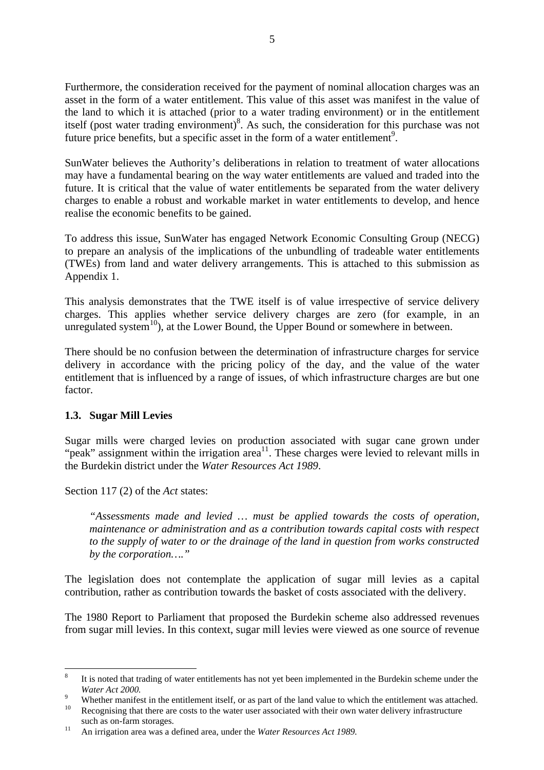Furthermore, the consideration received for the payment of nominal allocation charges was an asset in the form of a water entitlement. This value of this asset was manifest in the value of the land to which it is attached (prior to a water trading environment) or in the entitlement itself (post water trading environment)[8]. As such, the consideration for this purchase was not future price benefits, but a specific asset in the form of a water entitlement[9].

SunWater believes the Authority's deliberations in relation to treatment of water allocations may have a fundamental bearing on the way water entitlements are valued and traded into the future. It is critical that the value of water entitlements be separated from the water delivery charges to enable a robust and workable market in water entitlements to develop, and hence realise the economic benefits to be gained.

To address this issue, SunWater has engaged Network Economic Consulting Group (NECG) to prepare an analysis of the implications of the unbundling of tradeable water entitlements (TWEs) from land and water delivery arrangements. This is attached to this submission as Appendix 1.

This analysis demonstrates that the TWE itself is of value irrespective of service delivery charges. This applies whether service delivery charges are zero (for example, in an unregulated system[10]), at the Lower Bound, the Upper Bound or somewhere in between.

There should be no confusion between the determination of infrastructure charges for service delivery in accordance with the pricing policy of the day, and the value of the water entitlement that is influenced by a range of issues, of which infrastructure charges are but one factor.

### 1.3. Sugar Mill Levies

Sugar mills were charged levies on production associated with sugar cane grown under "peak" assignment within the irrigation area[11]. These charges were levied to relevant mills in the Burdekin district under the *Water Resources Act 1989*.

Section 117 (2) of the *Act* states:

> *"Assessments made and levied … must be applied towards the costs of operation, maintenance or administration and as a contribution towards capital costs with respect to the supply of water to or the drainage of the land in question from works constructed by the corporation…."*

The legislation does not contemplate the application of sugar mill levies as a capital contribution, rather as contribution towards the basket of costs associated with the delivery.

The 1980 Report to Parliament that proposed the Burdekin scheme also addressed revenues from sugar mill levies. In this context, sugar mill levies were viewed as one source of revenue

---

[8] It is noted that trading of water entitlements has not yet been implemented in the Burdekin scheme under the *Water Act 2000.*

[9] Whether manifest in the entitlement itself, or as part of the land value to which the entitlement was attached.

[10] Recognising that there are costs to the water user associated with their own water delivery infrastructure such as on-farm storages.

[11] An irrigation area was a defined area, under the *Water Resources Act 1989.*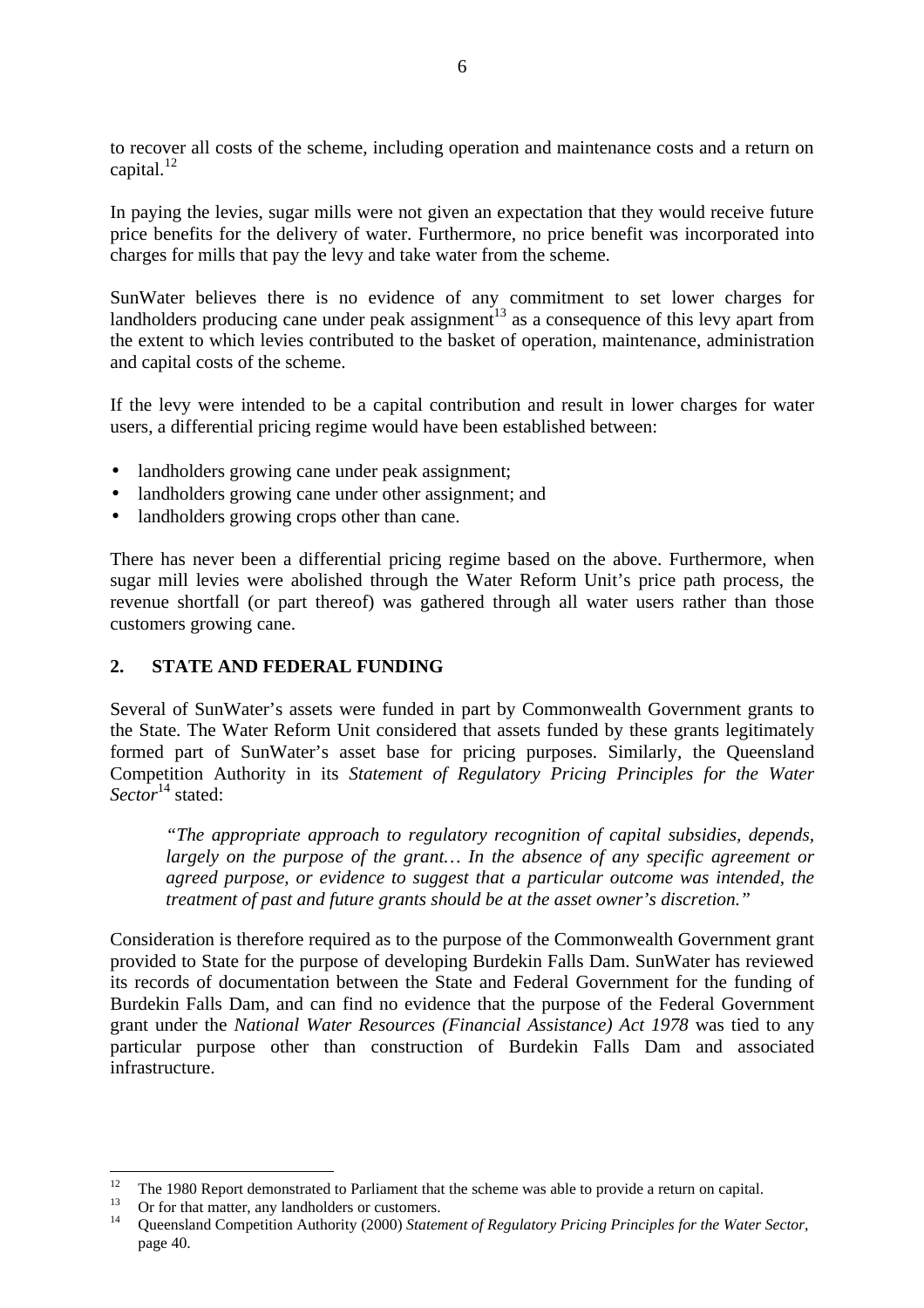to recover all costs of the scheme, including operation and maintenance costs and a return on capital.[12]

In paying the levies, sugar mills were not given an expectation that they would receive future price benefits for the delivery of water. Furthermore, no price benefit was incorporated into charges for mills that pay the levy and take water from the scheme.

SunWater believes there is no evidence of any commitment to set lower charges for landholders producing cane under peak assignment[13] as a consequence of this levy apart from the extent to which levies contributed to the basket of operation, maintenance, administration and capital costs of the scheme.

If the levy were intended to be a capital contribution and result in lower charges for water users, a differential pricing regime would have been established between:

- landholders growing cane under peak assignment;
- landholders growing cane under other assignment; and
- landholders growing crops other than cane.

There has never been a differential pricing regime based on the above. Furthermore, when sugar mill levies were abolished through the Water Reform Unit's price path process, the revenue shortfall (or part thereof) was gathered through all water users rather than those customers growing cane.

## 2. STATE AND FEDERAL FUNDING

Several of SunWater's assets were funded in part by Commonwealth Government grants to the State. The Water Reform Unit considered that assets funded by these grants legitimately formed part of SunWater's asset base for pricing purposes. Similarly, the Queensland Competition Authority in its *Statement of Regulatory Pricing Principles for the Water Sector*[14] stated:

> *"The appropriate approach to regulatory recognition of capital subsidies, depends, largely on the purpose of the grant… In the absence of any specific agreement or agreed purpose, or evidence to suggest that a particular outcome was intended, the treatment of past and future grants should be at the asset owner's discretion."*

Consideration is therefore required as to the purpose of the Commonwealth Government grant provided to State for the purpose of developing Burdekin Falls Dam. SunWater has reviewed its records of documentation between the State and Federal Government for the funding of Burdekin Falls Dam, and can find no evidence that the purpose of the Federal Government grant under the *National Water Resources (Financial Assistance) Act 1978* was tied to any particular purpose other than construction of Burdekin Falls Dam and associated infrastructure.

---

[12] The 1980 Report demonstrated to Parliament that the scheme was able to provide a return on capital.

[13] Or for that matter, any landholders or customers.

[14] Queensland Competition Authority (2000) *Statement of Regulatory Pricing Principles for the Water Sector*, page 40.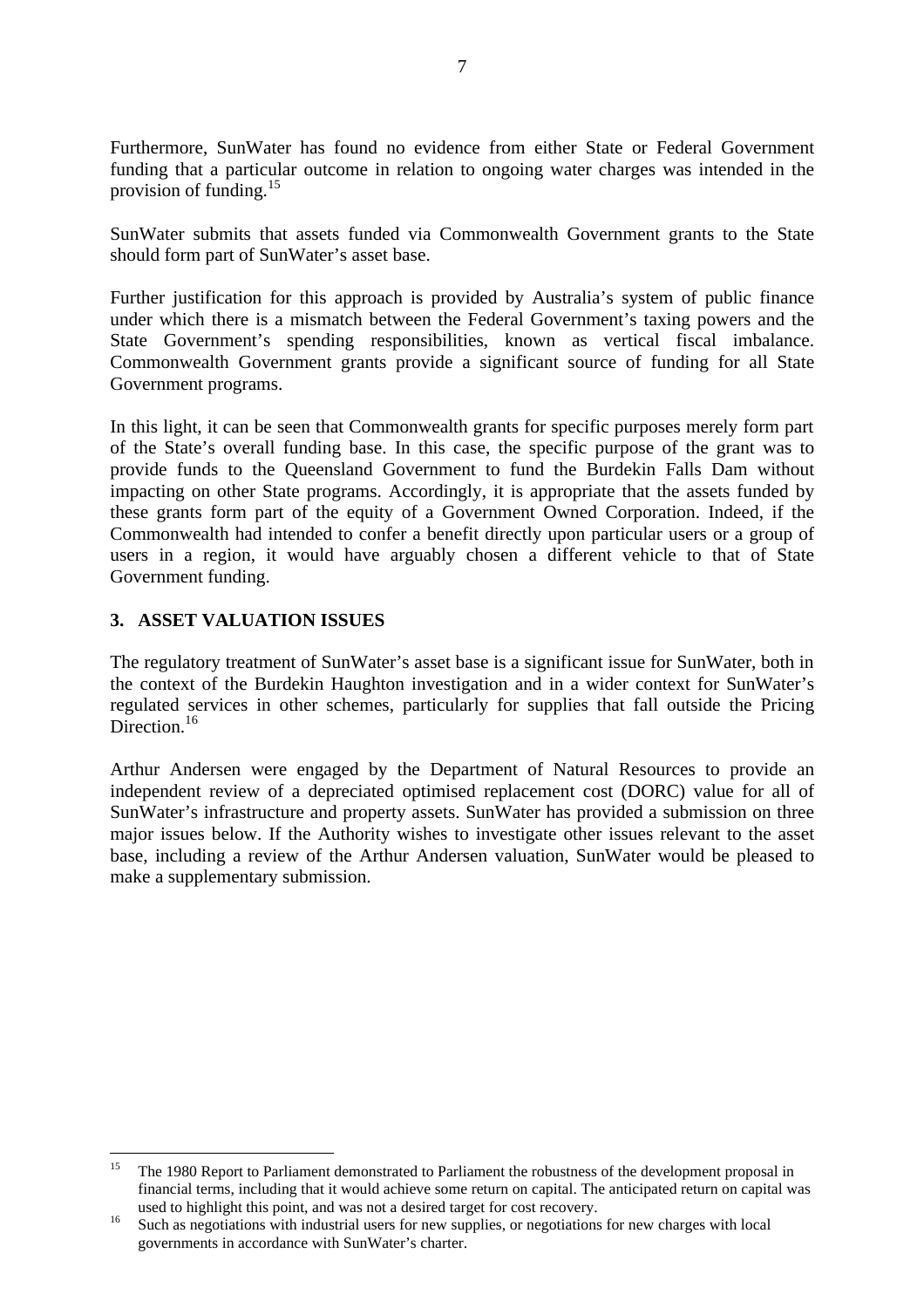Furthermore, SunWater has found no evidence from either State or Federal Government funding that a particular outcome in relation to ongoing water charges was intended in the provision of funding.[15]

SunWater submits that assets funded via Commonwealth Government grants to the State should form part of SunWater's asset base.

Further justification for this approach is provided by Australia's system of public finance under which there is a mismatch between the Federal Government's taxing powers and the State Government's spending responsibilities, known as vertical fiscal imbalance. Commonwealth Government grants provide a significant source of funding for all State Government programs.

In this light, it can be seen that Commonwealth grants for specific purposes merely form part of the State's overall funding base. In this case, the specific purpose of the grant was to provide funds to the Queensland Government to fund the Burdekin Falls Dam without impacting on other State programs. Accordingly, it is appropriate that the assets funded by these grants form part of the equity of a Government Owned Corporation. Indeed, if the Commonwealth had intended to confer a benefit directly upon particular users or a group of users in a region, it would have arguably chosen a different vehicle to that of State Government funding.

## 3. ASSET VALUATION ISSUES

The regulatory treatment of SunWater's asset base is a significant issue for SunWater, both in the context of the Burdekin Haughton investigation and in a wider context for SunWater's regulated services in other schemes, particularly for supplies that fall outside the Pricing Direction.[16]

Arthur Andersen were engaged by the Department of Natural Resources to provide an independent review of a depreciated optimised replacement cost (DORC) value for all of SunWater's infrastructure and property assets. SunWater has provided a submission on three major issues below. If the Authority wishes to investigate other issues relevant to the asset base, including a review of the Arthur Andersen valuation, SunWater would be pleased to make a supplementary submission.

---

[15] The 1980 Report to Parliament demonstrated to Parliament the robustness of the development proposal in financial terms, including that it would achieve some return on capital. The anticipated return on capital was used to highlight this point, and was not a desired target for cost recovery.

[16] Such as negotiations with industrial users for new supplies, or negotiations for new charges with local governments in accordance with SunWater's charter.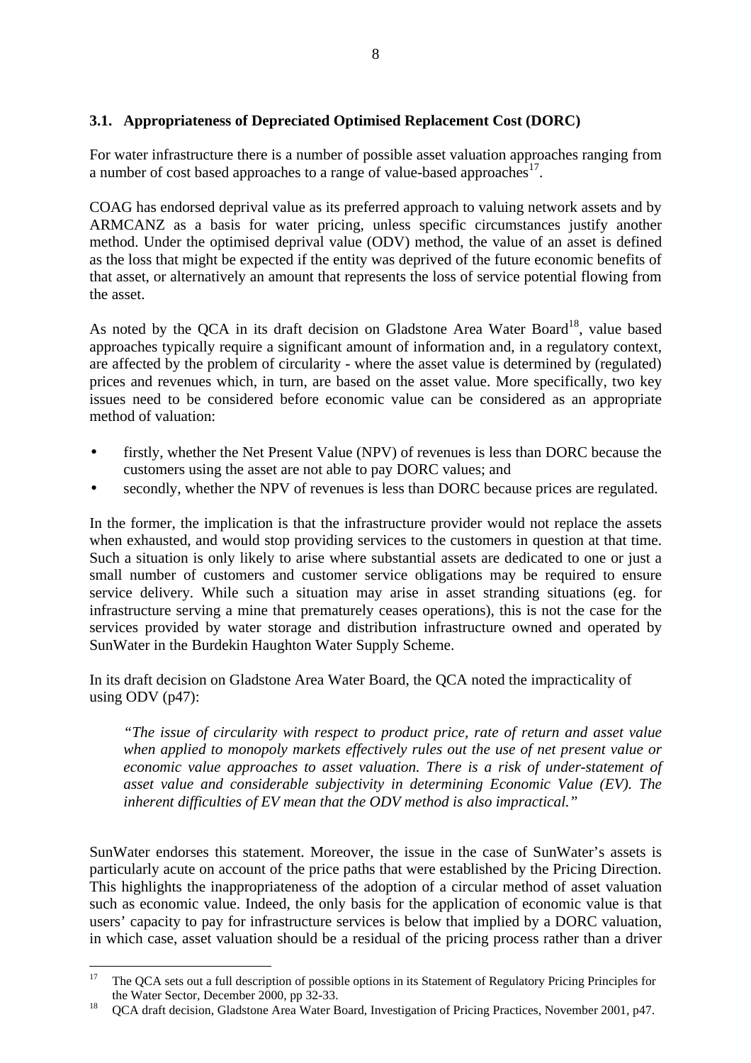### 3.1. Appropriateness of Depreciated Optimised Replacement Cost (DORC)

For water infrastructure there is a number of possible asset valuation approaches ranging from a number of cost based approaches to a range of value-based approaches[17].

COAG has endorsed deprival value as its preferred approach to valuing network assets and by ARMCANZ as a basis for water pricing, unless specific circumstances justify another method. Under the optimised deprival value (ODV) method, the value of an asset is defined as the loss that might be expected if the entity was deprived of the future economic benefits of that asset, or alternatively an amount that represents the loss of service potential flowing from the asset.

As noted by the QCA in its draft decision on Gladstone Area Water Board[18], value based approaches typically require a significant amount of information and, in a regulatory context, are affected by the problem of circularity - where the asset value is determined by (regulated) prices and revenues which, in turn, are based on the asset value. More specifically, two key issues need to be considered before economic value can be considered as an appropriate method of valuation:

- firstly, whether the Net Present Value (NPV) of revenues is less than DORC because the customers using the asset are not able to pay DORC values; and
- secondly, whether the NPV of revenues is less than DORC because prices are regulated.

In the former, the implication is that the infrastructure provider would not replace the assets when exhausted, and would stop providing services to the customers in question at that time. Such a situation is only likely to arise where substantial assets are dedicated to one or just a small number of customers and customer service obligations may be required to ensure service delivery. While such a situation may arise in asset stranding situations (eg. for infrastructure serving a mine that prematurely ceases operations), this is not the case for the services provided by water storage and distribution infrastructure owned and operated by SunWater in the Burdekin Haughton Water Supply Scheme.

In its draft decision on Gladstone Area Water Board, the QCA noted the impracticality of using ODV (p47):

> *"The issue of circularity with respect to product price, rate of return and asset value when applied to monopoly markets effectively rules out the use of net present value or economic value approaches to asset valuation. There is a risk of under-statement of asset value and considerable subjectivity in determining Economic Value (EV). The inherent difficulties of EV mean that the ODV method is also impractical."*

SunWater endorses this statement. Moreover, the issue in the case of SunWater's assets is particularly acute on account of the price paths that were established by the Pricing Direction. This highlights the inappropriateness of the adoption of a circular method of asset valuation such as economic value. Indeed, the only basis for the application of economic value is that users' capacity to pay for infrastructure services is below that implied by a DORC valuation, in which case, asset valuation should be a residual of the pricing process rather than a driver

---

[17] The QCA sets out a full description of possible options in its Statement of Regulatory Pricing Principles for the Water Sector, December 2000, pp 32-33.

[18] QCA draft decision, Gladstone Area Water Board, Investigation of Pricing Practices, November 2001, p47.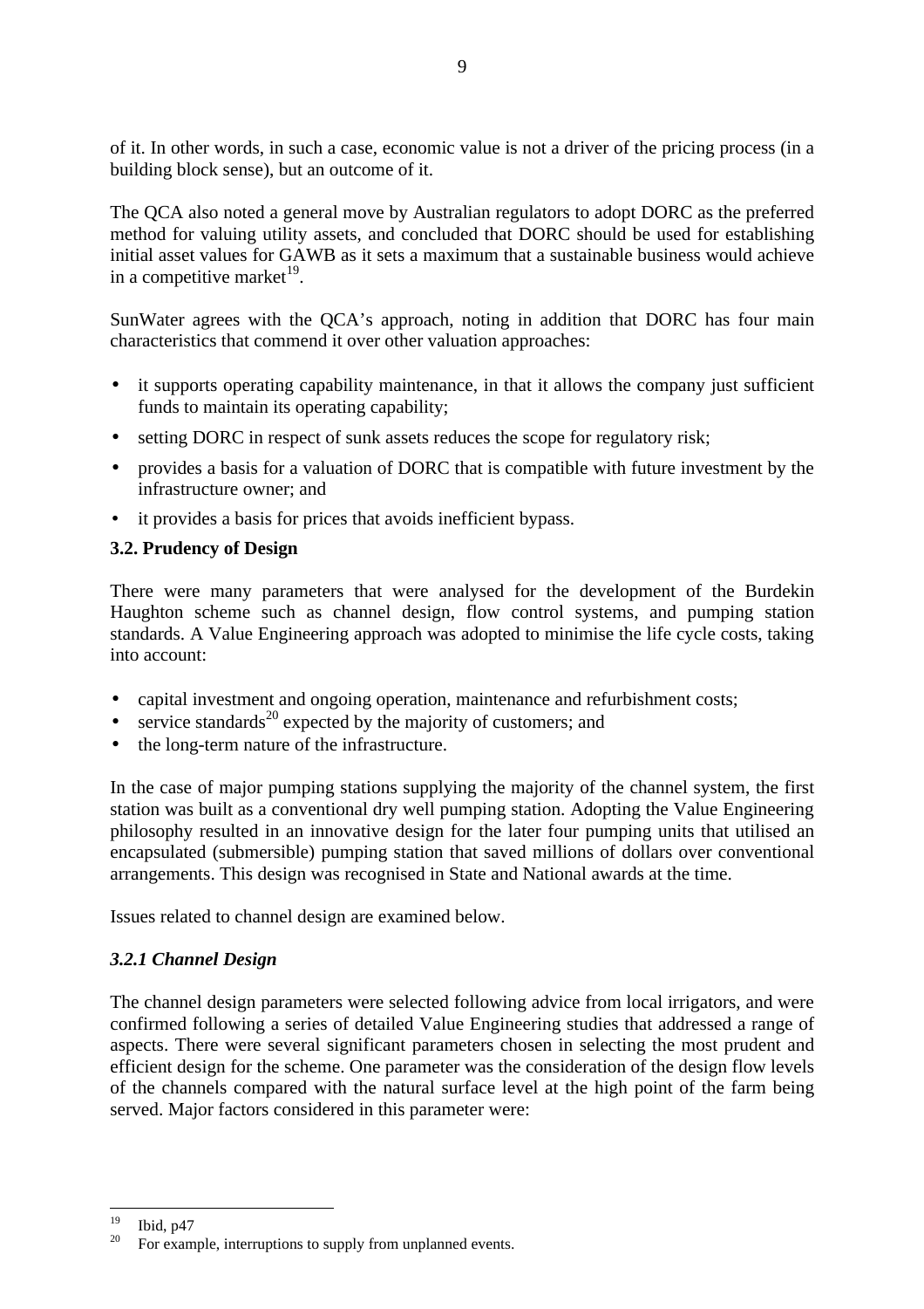of it. In other words, in such a case, economic value is not a driver of the pricing process (in a building block sense), but an outcome of it.

The QCA also noted a general move by Australian regulators to adopt DORC as the preferred method for valuing utility assets, and concluded that DORC should be used for establishing initial asset values for GAWB as it sets a maximum that a sustainable business would achieve in a competitive market[19].

SunWater agrees with the QCA's approach, noting in addition that DORC has four main characteristics that commend it over other valuation approaches:

- it supports operating capability maintenance, in that it allows the company just sufficient funds to maintain its operating capability;
- setting DORC in respect of sunk assets reduces the scope for regulatory risk;
- provides a basis for a valuation of DORC that is compatible with future investment by the infrastructure owner; and
- it provides a basis for prices that avoids inefficient bypass.

### 3.2. Prudency of Design

There were many parameters that were analysed for the development of the Burdekin Haughton scheme such as channel design, flow control systems, and pumping station standards. A Value Engineering approach was adopted to minimise the life cycle costs, taking into account:

- capital investment and ongoing operation, maintenance and refurbishment costs;
- service standards[20] expected by the majority of customers; and
- the long-term nature of the infrastructure.

In the case of major pumping stations supplying the majority of the channel system, the first station was built as a conventional dry well pumping station. Adopting the Value Engineering philosophy resulted in an innovative design for the later four pumping units that utilised an encapsulated (submersible) pumping station that saved millions of dollars over conventional arrangements. This design was recognised in State and National awards at the time.

Issues related to channel design are examined below.

#### *3.2.1 Channel Design*

The channel design parameters were selected following advice from local irrigators, and were confirmed following a series of detailed Value Engineering studies that addressed a range of aspects. There were several significant parameters chosen in selecting the most prudent and efficient design for the scheme. One parameter was the consideration of the design flow levels of the channels compared with the natural surface level at the high point of the farm being served. Major factors considered in this parameter were:

---

[19] Ibid, p47

[20] For example, interruptions to supply from unplanned events.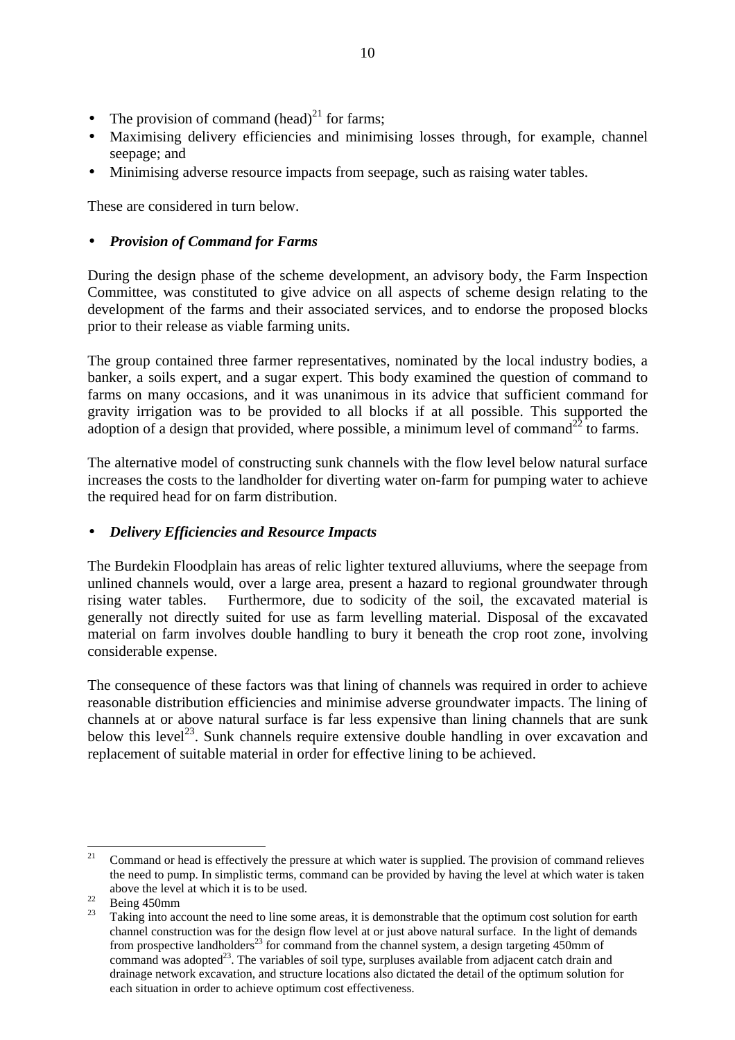- The provision of command (head)[21] for farms;
- Maximising delivery efficiencies and minimising losses through, for example, channel seepage; and
- Minimising adverse resource impacts from seepage, such as raising water tables.

These are considered in turn below.

- ***Provision of Command for Farms***

During the design phase of the scheme development, an advisory body, the Farm Inspection Committee, was constituted to give advice on all aspects of scheme design relating to the development of the farms and their associated services, and to endorse the proposed blocks prior to their release as viable farming units.

The group contained three farmer representatives, nominated by the local industry bodies, a banker, a soils expert, and a sugar expert. This body examined the question of command to farms on many occasions, and it was unanimous in its advice that sufficient command for gravity irrigation was to be provided to all blocks if at all possible. This supported the adoption of a design that provided, where possible, a minimum level of command[22] to farms.

The alternative model of constructing sunk channels with the flow level below natural surface increases the costs to the landholder for diverting water on-farm for pumping water to achieve the required head for on farm distribution.

- ***Delivery Efficiencies and Resource Impacts***

The Burdekin Floodplain has areas of relic lighter textured alluviums, where the seepage from unlined channels would, over a large area, present a hazard to regional groundwater through rising water tables. Furthermore, due to sodicity of the soil, the excavated material is generally not directly suited for use as farm levelling material. Disposal of the excavated material on farm involves double handling to bury it beneath the crop root zone, involving considerable expense.

The consequence of these factors was that lining of channels was required in order to achieve reasonable distribution efficiencies and minimise adverse groundwater impacts. The lining of channels at or above natural surface is far less expensive than lining channels that are sunk below this level[23]. Sunk channels require extensive double handling in over excavation and replacement of suitable material in order for effective lining to be achieved.

---

[21] Command or head is effectively the pressure at which water is supplied. The provision of command relieves the need to pump. In simplistic terms, command can be provided by having the level at which water is taken above the level at which it is to be used.

[22] Being 450mm

[23] Taking into account the need to line some areas, it is demonstrable that the optimum cost solution for earth channel construction was for the design flow level at or just above natural surface. In the light of demands from prospective landholders[23] for command from the channel system, a design targeting 450mm of command was adopted[23]. The variables of soil type, surpluses available from adjacent catch drain and drainage network excavation, and structure locations also dictated the detail of the optimum solution for each situation in order to achieve optimum cost effectiveness.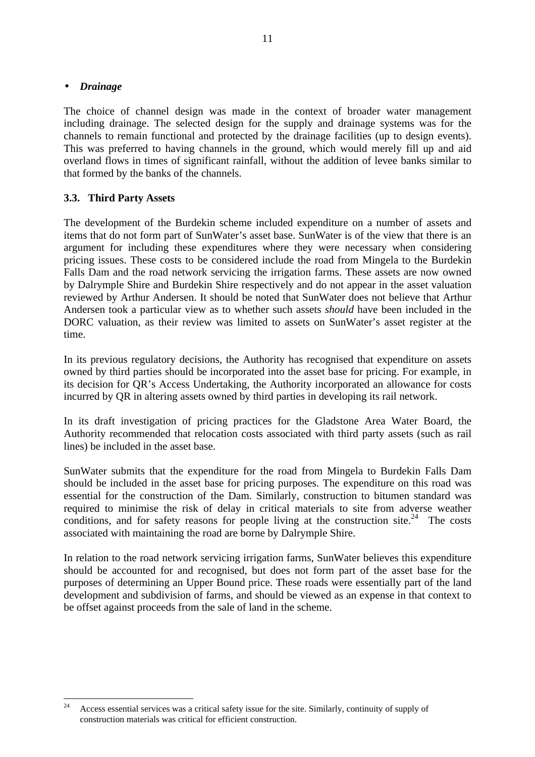- ***Drainage***

The choice of channel design was made in the context of broader water management including drainage. The selected design for the supply and drainage systems was for the channels to remain functional and protected by the drainage facilities (up to design events). This was preferred to having channels in the ground, which would merely fill up and aid overland flows in times of significant rainfall, without the addition of levee banks similar to that formed by the banks of the channels.

### 3.3. Third Party Assets

The development of the Burdekin scheme included expenditure on a number of assets and items that do not form part of SunWater's asset base. SunWater is of the view that there is an argument for including these expenditures where they were necessary when considering pricing issues. These costs to be considered include the road from Mingela to the Burdekin Falls Dam and the road network servicing the irrigation farms. These assets are now owned by Dalrymple Shire and Burdekin Shire respectively and do not appear in the asset valuation reviewed by Arthur Andersen. It should be noted that SunWater does not believe that Arthur Andersen took a particular view as to whether such assets *should* have been included in the DORC valuation, as their review was limited to assets on SunWater's asset register at the time.

In its previous regulatory decisions, the Authority has recognised that expenditure on assets owned by third parties should be incorporated into the asset base for pricing. For example, in its decision for QR's Access Undertaking, the Authority incorporated an allowance for costs incurred by QR in altering assets owned by third parties in developing its rail network.

In its draft investigation of pricing practices for the Gladstone Area Water Board, the Authority recommended that relocation costs associated with third party assets (such as rail lines) be included in the asset base.

SunWater submits that the expenditure for the road from Mingela to Burdekin Falls Dam should be included in the asset base for pricing purposes. The expenditure on this road was essential for the construction of the Dam. Similarly, construction to bitumen standard was required to minimise the risk of delay in critical materials to site from adverse weather conditions, and for safety reasons for people living at the construction site.[24] The costs associated with maintaining the road are borne by Dalrymple Shire.

In relation to the road network servicing irrigation farms, SunWater believes this expenditure should be accounted for and recognised, but does not form part of the asset base for the purposes of determining an Upper Bound price. These roads were essentially part of the land development and subdivision of farms, and should be viewed as an expense in that context to be offset against proceeds from the sale of land in the scheme.

---

[24] Access essential services was a critical safety issue for the site. Similarly, continuity of supply of construction materials was critical for efficient construction.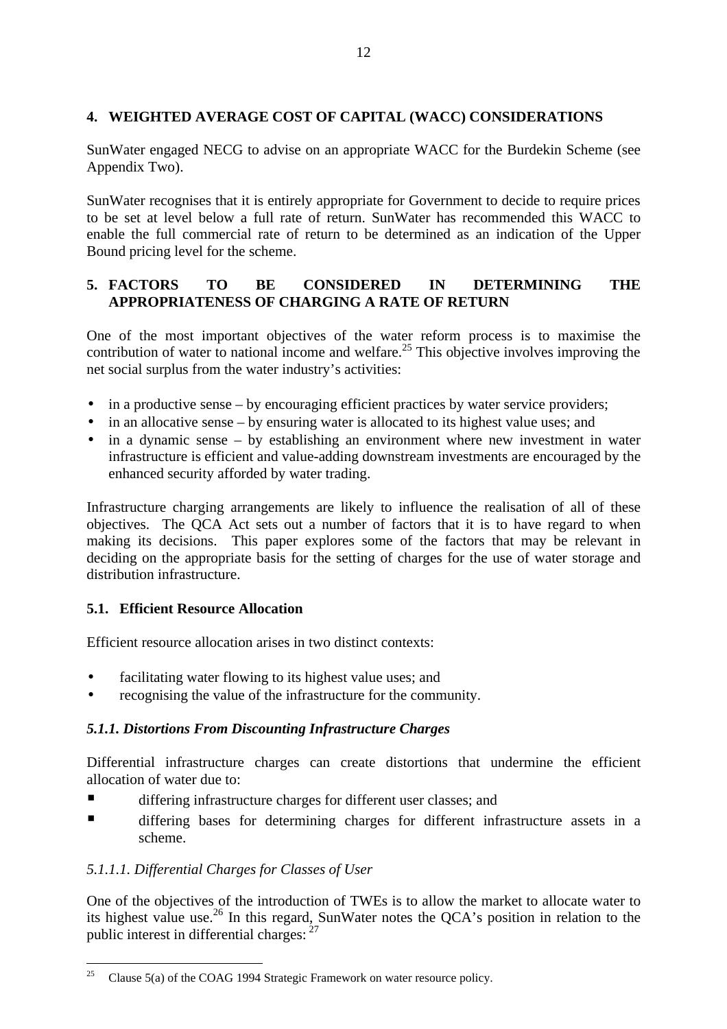## 4. WEIGHTED AVERAGE COST OF CAPITAL (WACC) CONSIDERATIONS

SunWater engaged NECG to advise on an appropriate WACC for the Burdekin Scheme (see Appendix Two).

SunWater recognises that it is entirely appropriate for Government to decide to require prices to be set at level below a full rate of return. SunWater has recommended this WACC to enable the full commercial rate of return to be determined as an indication of the Upper Bound pricing level for the scheme.

## 5. FACTORS TO BE CONSIDERED IN DETERMINING THE APPROPRIATENESS OF CHARGING A RATE OF RETURN

One of the most important objectives of the water reform process is to maximise the contribution of water to national income and welfare.[25] This objective involves improving the net social surplus from the water industry's activities:

- in a productive sense – by encouraging efficient practices by water service providers;
- in an allocative sense – by ensuring water is allocated to its highest value uses; and
- in a dynamic sense – by establishing an environment where new investment in water infrastructure is efficient and value-adding downstream investments are encouraged by the enhanced security afforded by water trading.

Infrastructure charging arrangements are likely to influence the realisation of all of these objectives. The QCA Act sets out a number of factors that it is to have regard to when making its decisions. This paper explores some of the factors that may be relevant in deciding on the appropriate basis for the setting of charges for the use of water storage and distribution infrastructure.

### 5.1. Efficient Resource Allocation

Efficient resource allocation arises in two distinct contexts:

- facilitating water flowing to its highest value uses; and
- recognising the value of the infrastructure for the community.

#### *5.1.1. Distortions From Discounting Infrastructure Charges*

Differential infrastructure charges can create distortions that undermine the efficient allocation of water due to:

- differing infrastructure charges for different user classes; and
- differing bases for determining charges for different infrastructure assets in a scheme.

##### *5.1.1.1. Differential Charges for Classes of User*

One of the objectives of the introduction of TWEs is to allow the market to allocate water to its highest value use.[26] In this regard, SunWater notes the QCA's position in relation to the public interest in differential charges: [27]

---

[25] Clause 5(a) of the COAG 1994 Strategic Framework on water resource policy.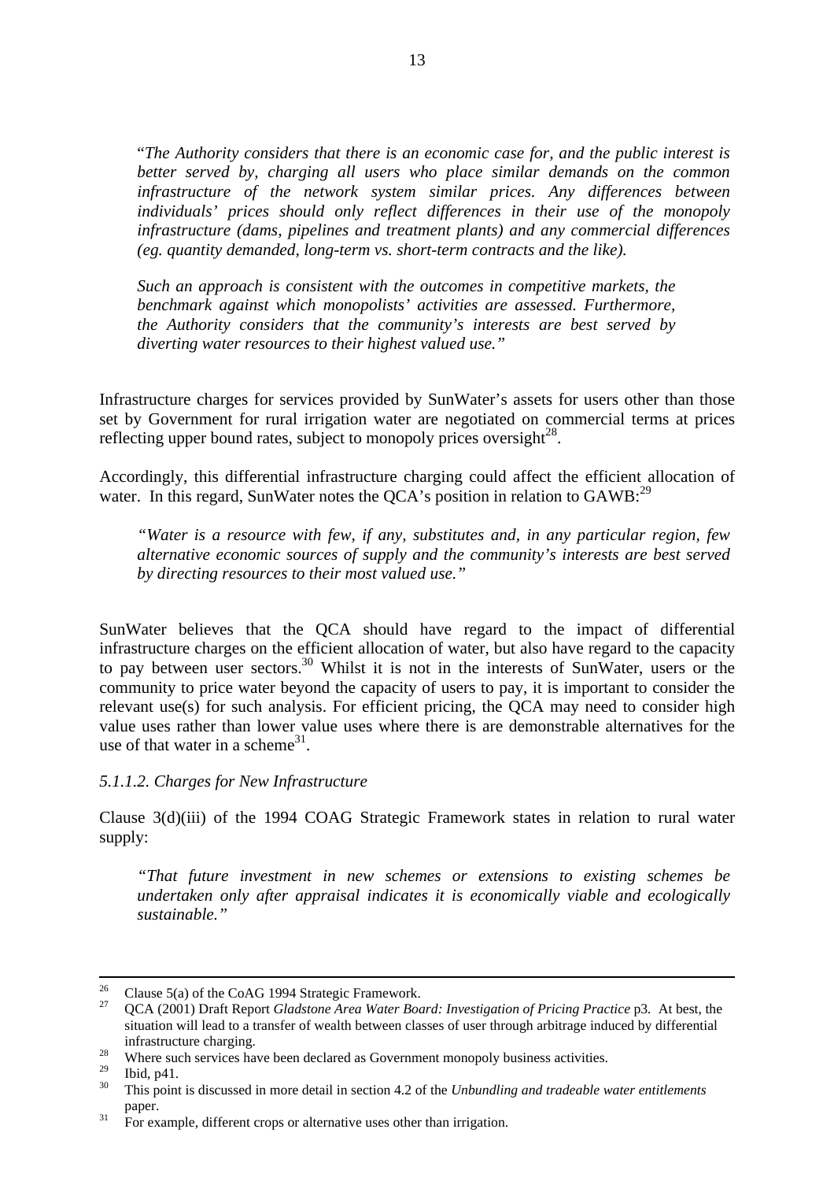"*The Authority considers that there is an economic case for, and the public interest is better served by, charging all users who place similar demands on the common infrastructure of the network system similar prices. Any differences between individuals' prices should only reflect differences in their use of the monopoly infrastructure (dams, pipelines and treatment plants) and any commercial differences (eg. quantity demanded, long-term vs. short-term contracts and the like).*

*Such an approach is consistent with the outcomes in competitive markets, the benchmark against which monopolists' activities are assessed. Furthermore, the Authority considers that the community's interests are best served by diverting water resources to their highest valued use.*"

Infrastructure charges for services provided by SunWater's assets for users other than those set by Government for rural irrigation water are negotiated on commercial terms at prices reflecting upper bound rates, subject to monopoly prices oversight[28].

Accordingly, this differential infrastructure charging could affect the efficient allocation of water. In this regard, SunWater notes the QCA's position in relation to GAWB:[29]

*"Water is a resource with few, if any, substitutes and, in any particular region, few alternative economic sources of supply and the community's interests are best served by directing resources to their most valued use."*

SunWater believes that the QCA should have regard to the impact of differential infrastructure charges on the efficient allocation of water, but also have regard to the capacity to pay between user sectors.[30] Whilst it is not in the interests of SunWater, users or the community to price water beyond the capacity of users to pay, it is important to consider the relevant use(s) for such analysis. For efficient pricing, the QCA may need to consider high value uses rather than lower value uses where there is are demonstrable alternatives for the use of that water in a scheme[31].

*5.1.1.2. Charges for New Infrastructure*

Clause 3(d)(iii) of the 1994 COAG Strategic Framework states in relation to rural water supply:

*"That future investment in new schemes or extensions to existing schemes be undertaken only after appraisal indicates it is economically viable and ecologically sustainable."*

---

[26] Clause 5(a) of the CoAG 1994 Strategic Framework.

[27] QCA (2001) Draft Report *Gladstone Area Water Board: Investigation of Pricing Practice* p3. At best, the situation will lead to a transfer of wealth between classes of user through arbitrage induced by differential infrastructure charging.

[28] Where such services have been declared as Government monopoly business activities.

[29] Ibid, p41.

[30] This point is discussed in more detail in section 4.2 of the *Unbundling and tradeable water entitlements* paper.

[31] For example, different crops or alternative uses other than irrigation.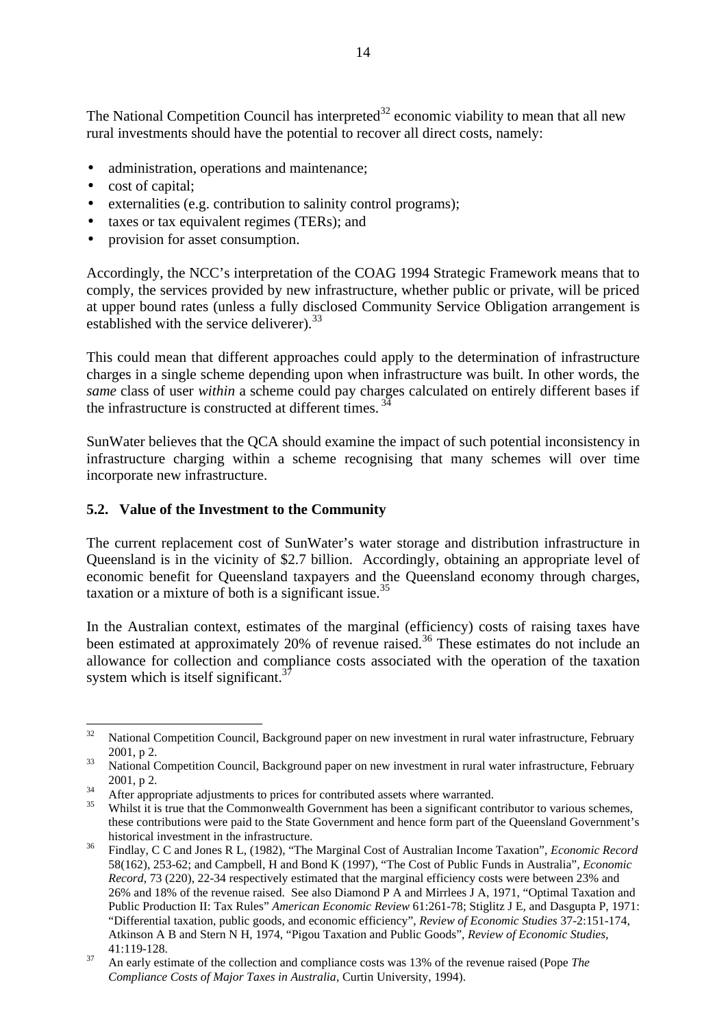The National Competition Council has interpreted[32] economic viability to mean that all new rural investments should have the potential to recover all direct costs, namely:

- administration, operations and maintenance;
- cost of capital;
- externalities (e.g. contribution to salinity control programs);
- taxes or tax equivalent regimes (TERs); and
- provision for asset consumption.

Accordingly, the NCC's interpretation of the COAG 1994 Strategic Framework means that to comply, the services provided by new infrastructure, whether public or private, will be priced at upper bound rates (unless a fully disclosed Community Service Obligation arrangement is established with the service deliverer).[33]

This could mean that different approaches could apply to the determination of infrastructure charges in a single scheme depending upon when infrastructure was built. In other words, the *same* class of user *within* a scheme could pay charges calculated on entirely different bases if the infrastructure is constructed at different times.[34]

SunWater believes that the QCA should examine the impact of such potential inconsistency in infrastructure charging within a scheme recognising that many schemes will over time incorporate new infrastructure.

### 5.2. Value of the Investment to the Community

The current replacement cost of SunWater's water storage and distribution infrastructure in Queensland is in the vicinity of $2.7 billion. Accordingly, obtaining an appropriate level of economic benefit for Queensland taxpayers and the Queensland economy through charges, taxation or a mixture of both is a significant issue.[35]

In the Australian context, estimates of the marginal (efficiency) costs of raising taxes have been estimated at approximately 20% of revenue raised.[36] These estimates do not include an allowance for collection and compliance costs associated with the operation of the taxation system which is itself significant.[37]

---

[32] National Competition Council, Background paper on new investment in rural water infrastructure, February 2001, p 2.

[33] National Competition Council, Background paper on new investment in rural water infrastructure, February 2001, p 2.

[34] After appropriate adjustments to prices for contributed assets where warranted.

[35] Whilst it is true that the Commonwealth Government has been a significant contributor to various schemes, these contributions were paid to the State Government and hence form part of the Queensland Government's historical investment in the infrastructure.

[36] Findlay, C C and Jones R L, (1982), "The Marginal Cost of Australian Income Taxation", *Economic Record* 58(162), 253-62; and Campbell, H and Bond K (1997), "The Cost of Public Funds in Australia", *Economic Record*, 73 (220), 22-34 respectively estimated that the marginal efficiency costs were between 23% and 26% and 18% of the revenue raised. See also Diamond P A and Mirrlees J A, 1971, "Optimal Taxation and Public Production II: Tax Rules" *American Economic Review* 61:261-78; Stiglitz J E, and Dasgupta P, 1971: "Differential taxation, public goods, and economic efficiency", *Review of Economic Studies* 37-2:151-174, Atkinson A B and Stern N H, 1974, "Pigou Taxation and Public Goods", *Review of Economic Studies*, 41:119-128.

[37] An early estimate of the collection and compliance costs was 13% of the revenue raised (Pope *The Compliance Costs of Major Taxes in Australia*, Curtin University, 1994).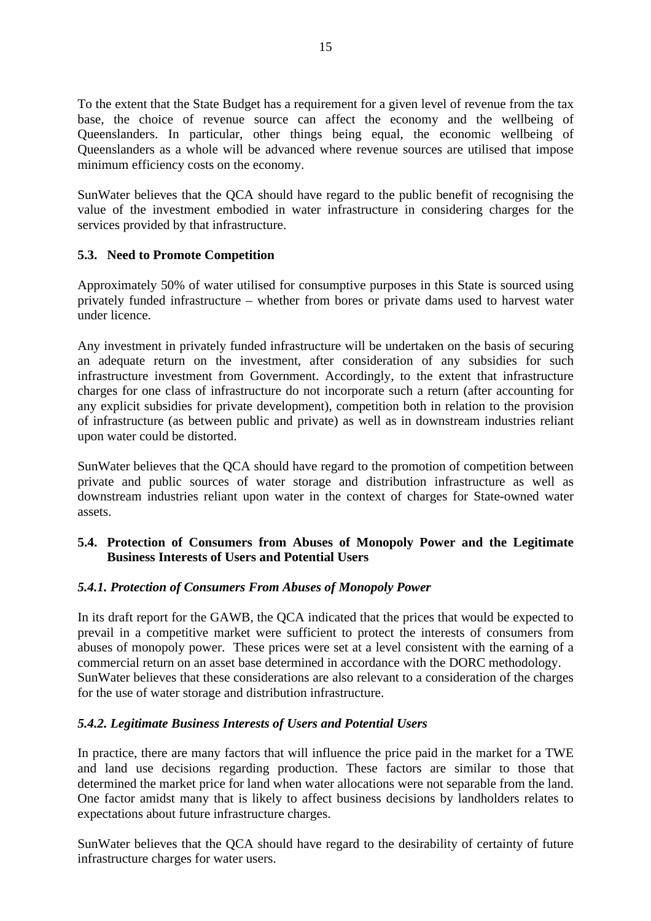To the extent that the State Budget has a requirement for a given level of revenue from the tax base, the choice of revenue source can affect the economy and the wellbeing of Queenslanders. In particular, other things being equal, the economic wellbeing of Queenslanders as a whole will be advanced where revenue sources are utilised that impose minimum efficiency costs on the economy.

SunWater believes that the QCA should have regard to the public benefit of recognising the value of the investment embodied in water infrastructure in considering charges for the services provided by that infrastructure.

### 5.3. Need to Promote Competition

Approximately 50% of water utilised for consumptive purposes in this State is sourced using privately funded infrastructure – whether from bores or private dams used to harvest water under licence.

Any investment in privately funded infrastructure will be undertaken on the basis of securing an adequate return on the investment, after consideration of any subsidies for such infrastructure investment from Government. Accordingly, to the extent that infrastructure charges for one class of infrastructure do not incorporate such a return (after accounting for any explicit subsidies for private development), competition both in relation to the provision of infrastructure (as between public and private) as well as in downstream industries reliant upon water could be distorted.

SunWater believes that the QCA should have regard to the promotion of competition between private and public sources of water storage and distribution infrastructure as well as downstream industries reliant upon water in the context of charges for State-owned water assets.

### 5.4. Protection of Consumers from Abuses of Monopoly Power and the Legitimate Business Interests of Users and Potential Users

#### *5.4.1. Protection of Consumers From Abuses of Monopoly Power*

In its draft report for the GAWB, the QCA indicated that the prices that would be expected to prevail in a competitive market were sufficient to protect the interests of consumers from abuses of monopoly power. These prices were set at a level consistent with the earning of a commercial return on an asset base determined in accordance with the DORC methodology. SunWater believes that these considerations are also relevant to a consideration of the charges for the use of water storage and distribution infrastructure.

#### *5.4.2. Legitimate Business Interests of Users and Potential Users*

In practice, there are many factors that will influence the price paid in the market for a TWE and land use decisions regarding production. These factors are similar to those that determined the market price for land when water allocations were not separable from the land. One factor amidst many that is likely to affect business decisions by landholders relates to expectations about future infrastructure charges.

SunWater believes that the QCA should have regard to the desirability of certainty of future infrastructure charges for water users.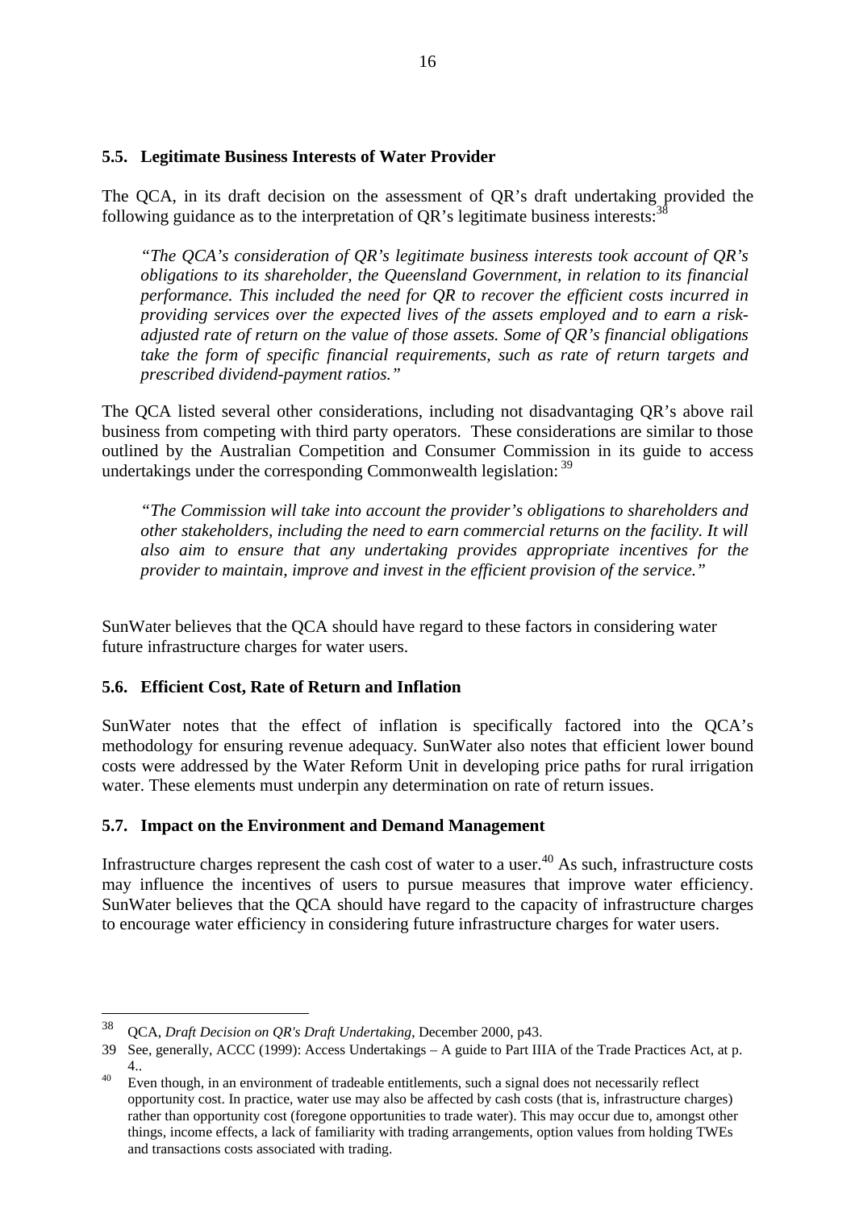### 5.5. Legitimate Business Interests of Water Provider

The QCA, in its draft decision on the assessment of QR's draft undertaking provided the following guidance as to the interpretation of QR's legitimate business interests:[38]

> *"The QCA's consideration of QR's legitimate business interests took account of QR's obligations to its shareholder, the Queensland Government, in relation to its financial performance. This included the need for QR to recover the efficient costs incurred in providing services over the expected lives of the assets employed and to earn a risk-adjusted rate of return on the value of those assets. Some of QR's financial obligations take the form of specific financial requirements, such as rate of return targets and prescribed dividend-payment ratios."*

The QCA listed several other considerations, including not disadvantaging QR's above rail business from competing with third party operators. These considerations are similar to those outlined by the Australian Competition and Consumer Commission in its guide to access undertakings under the corresponding Commonwealth legislation:[39]

> *"The Commission will take into account the provider's obligations to shareholders and other stakeholders, including the need to earn commercial returns on the facility. It will also aim to ensure that any undertaking provides appropriate incentives for the provider to maintain, improve and invest in the efficient provision of the service."*

SunWater believes that the QCA should have regard to these factors in considering water future infrastructure charges for water users.

### 5.6. Efficient Cost, Rate of Return and Inflation

SunWater notes that the effect of inflation is specifically factored into the QCA's methodology for ensuring revenue adequacy. SunWater also notes that efficient lower bound costs were addressed by the Water Reform Unit in developing price paths for rural irrigation water. These elements must underpin any determination on rate of return issues.

### 5.7. Impact on the Environment and Demand Management

Infrastructure charges represent the cash cost of water to a user.[40] As such, infrastructure costs may influence the incentives of users to pursue measures that improve water efficiency. SunWater believes that the QCA should have regard to the capacity of infrastructure charges to encourage water efficiency in considering future infrastructure charges for water users.

---

[38] QCA, *Draft Decision on QR's Draft Undertaking*, December 2000, p43.

[39] See, generally, ACCC (1999): Access Undertakings – A guide to Part IIIA of the Trade Practices Act, at p. 4..

[40] Even though, in an environment of tradeable entitlements, such a signal does not necessarily reflect opportunity cost. In practice, water use may also be affected by cash costs (that is, infrastructure charges) rather than opportunity cost (foregone opportunities to trade water). This may occur due to, amongst other things, income effects, a lack of familiarity with trading arrangements, option values from holding TWEs and transactions costs associated with trading.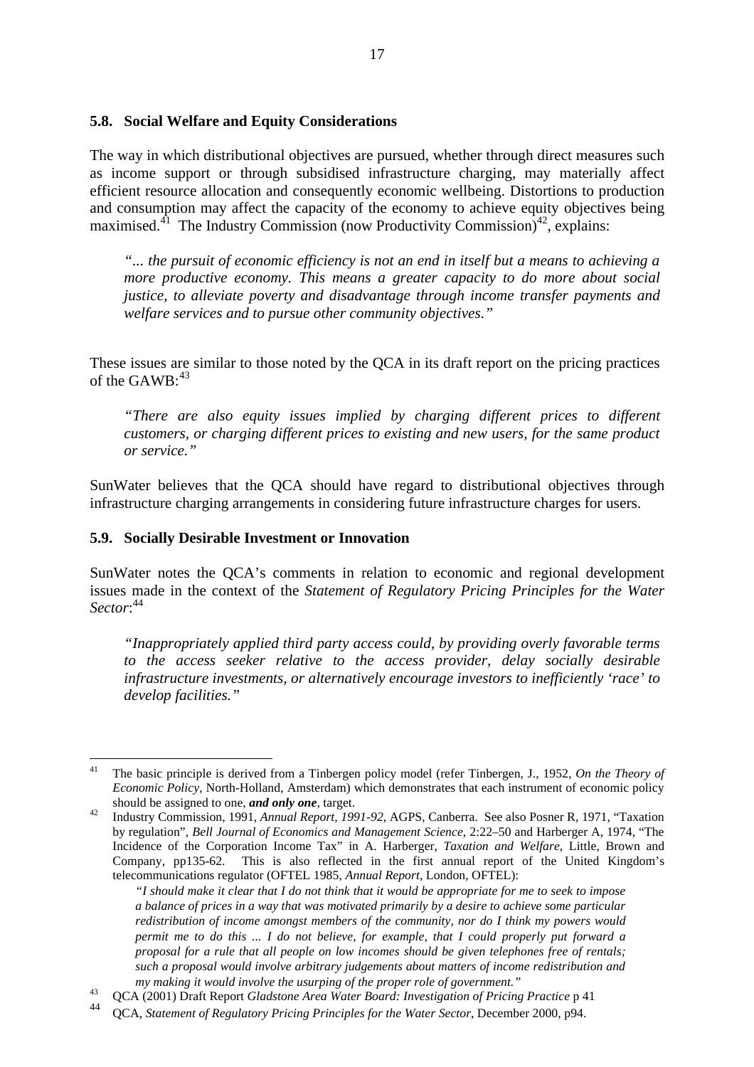### 5.8. Social Welfare and Equity Considerations

The way in which distributional objectives are pursued, whether through direct measures such as income support or through subsidised infrastructure charging, may materially affect efficient resource allocation and consequently economic wellbeing. Distortions to production and consumption may affect the capacity of the economy to achieve equity objectives being maximised.[41] The Industry Commission (now Productivity Commission)[42], explains:

> *"... the pursuit of economic efficiency is not an end in itself but a means to achieving a more productive economy. This means a greater capacity to do more about social justice, to alleviate poverty and disadvantage through income transfer payments and welfare services and to pursue other community objectives."*

These issues are similar to those noted by the QCA in its draft report on the pricing practices of the GAWB:[43]

> *"There are also equity issues implied by charging different prices to different customers, or charging different prices to existing and new users, for the same product or service."*

SunWater believes that the QCA should have regard to distributional objectives through infrastructure charging arrangements in considering future infrastructure charges for users.

### 5.9. Socially Desirable Investment or Innovation

SunWater notes the QCA's comments in relation to economic and regional development issues made in the context of the *Statement of Regulatory Pricing Principles for the Water Sector*:[44]

> *"Inappropriately applied third party access could, by providing overly favorable terms to the access seeker relative to the access provider, delay socially desirable infrastructure investments, or alternatively encourage investors to inefficiently 'race' to develop facilities."*

---

[41] The basic principle is derived from a Tinbergen policy model (refer Tinbergen, J., 1952, *On the Theory of Economic Policy*, North-Holland, Amsterdam) which demonstrates that each instrument of economic policy should be assigned to one, ***and only one***, target.

[42] Industry Commission, 1991, *Annual Report, 1991-92*, AGPS, Canberra. See also Posner R, 1971, "Taxation by regulation", *Bell Journal of Economics and Management Science*, 2:22–50 and Harberger A, 1974, "The Incidence of the Corporation Income Tax" in A. Harberger, *Taxation and Welfare*, Little, Brown and Company, pp135-62. This is also reflected in the first annual report of the United Kingdom's telecommunications regulator (OFTEL 1985, *Annual Report*, London, OFTEL):

> *"I should make it clear that I do not think that it would be appropriate for me to seek to impose a balance of prices in a way that was motivated primarily by a desire to achieve some particular redistribution of income amongst members of the community, nor do I think my powers would permit me to do this ... I do not believe, for example, that I could properly put forward a proposal for a rule that all people on low incomes should be given telephones free of rentals; such a proposal would involve arbitrary judgements about matters of income redistribution and my making it would involve the usurping of the proper role of government."*

[43] QCA (2001) Draft Report *Gladstone Area Water Board: Investigation of Pricing Practice* p 41

[44] QCA, *Statement of Regulatory Pricing Principles for the Water Sector*, December 2000, p94.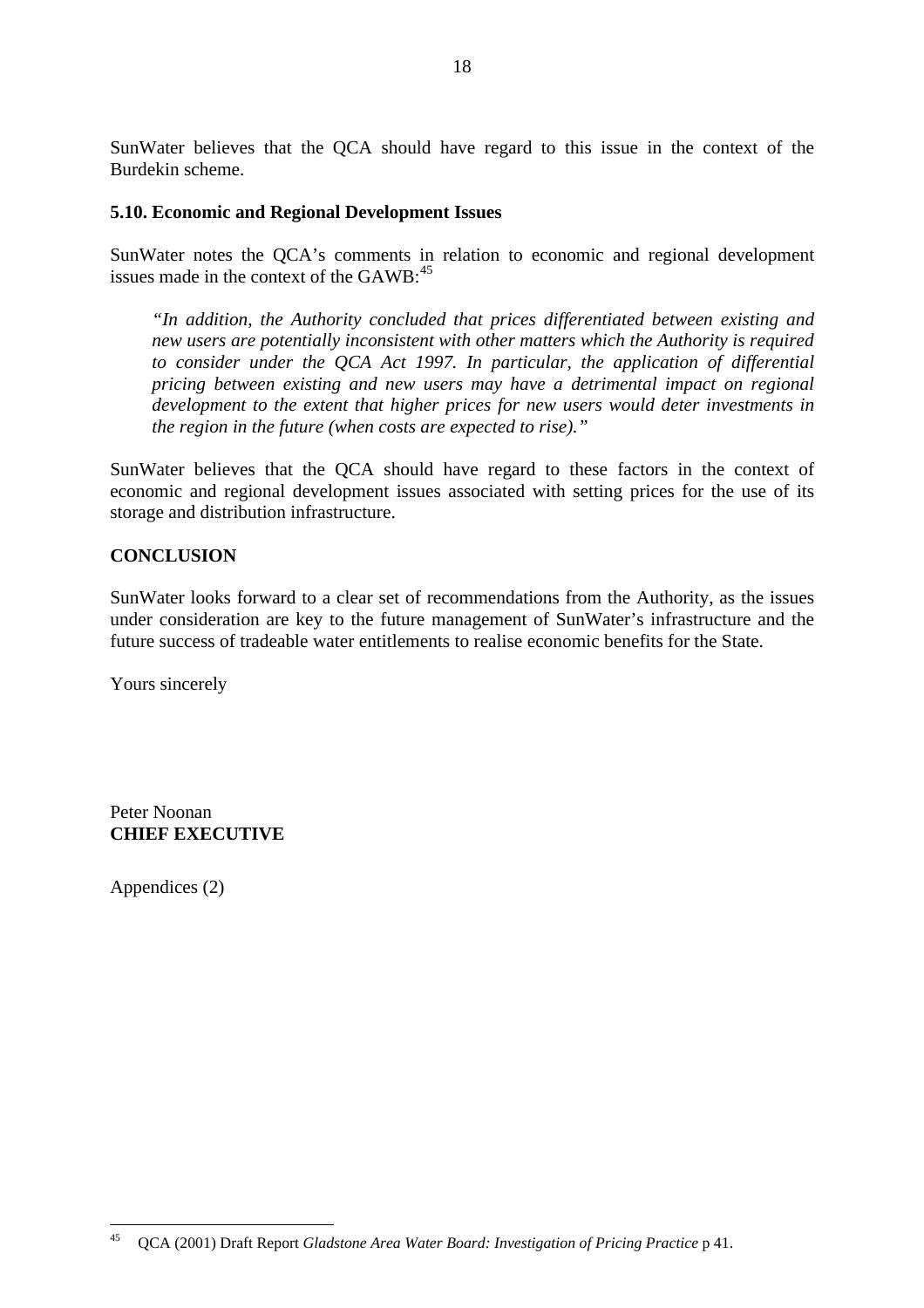SunWater believes that the QCA should have regard to this issue in the context of the Burdekin scheme.

### 5.10. Economic and Regional Development Issues

SunWater notes the QCA's comments in relation to economic and regional development issues made in the context of the GAWB:[45]

> *"In addition, the Authority concluded that prices differentiated between existing and new users are potentially inconsistent with other matters which the Authority is required to consider under the QCA Act 1997. In particular, the application of differential pricing between existing and new users may have a detrimental impact on regional development to the extent that higher prices for new users would deter investments in the region in the future (when costs are expected to rise)."*

SunWater believes that the QCA should have regard to these factors in the context of economic and regional development issues associated with setting prices for the use of its storage and distribution infrastructure.

## CONCLUSION

SunWater looks forward to a clear set of recommendations from the Authority, as the issues under consideration are key to the future management of SunWater's infrastructure and the future success of tradeable water entitlements to realise economic benefits for the State.

Yours sincerely

Peter Noonan
**CHIEF EXECUTIVE**

Appendices (2)

---

[45] QCA (2001) Draft Report *Gladstone Area Water Board: Investigation of Pricing Practice* p 41.